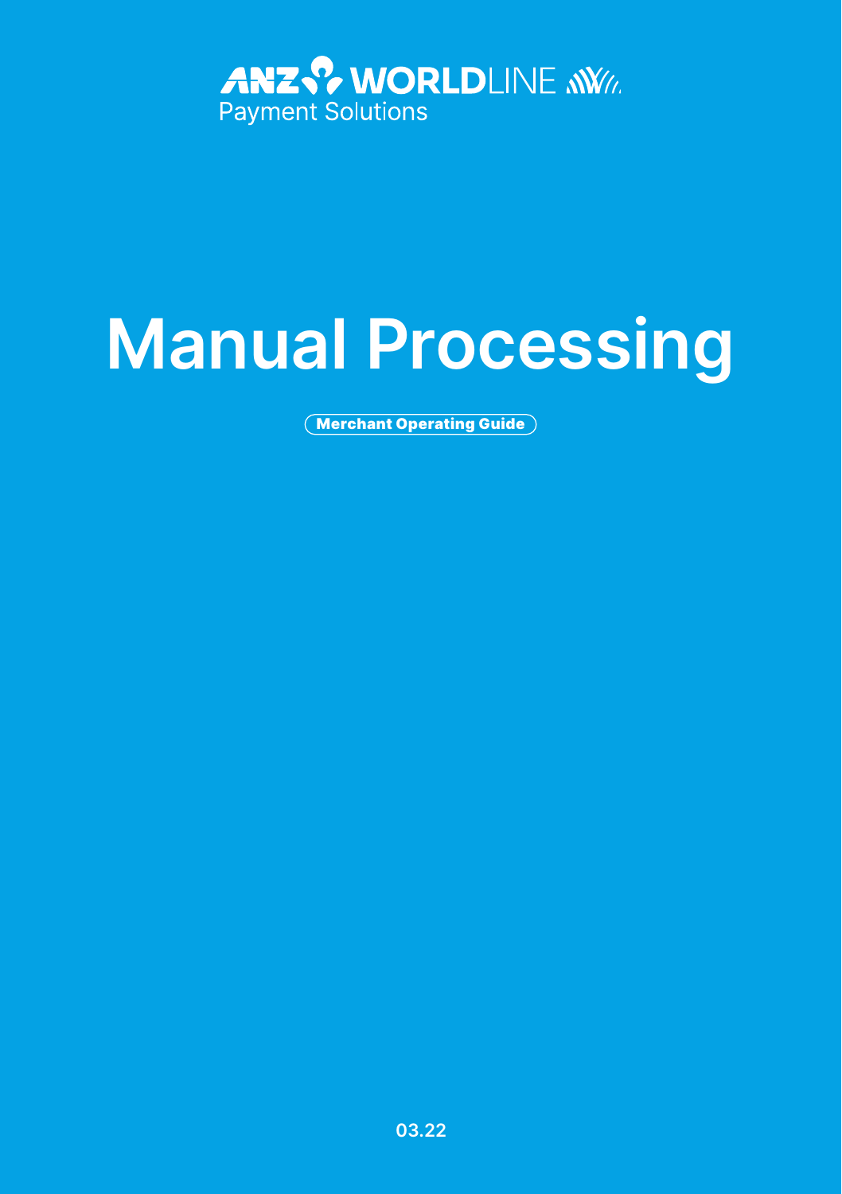ANZ WORLDLINE

Payment Solutions

# Manual Processing

**Merchant Operating Guide**

03.22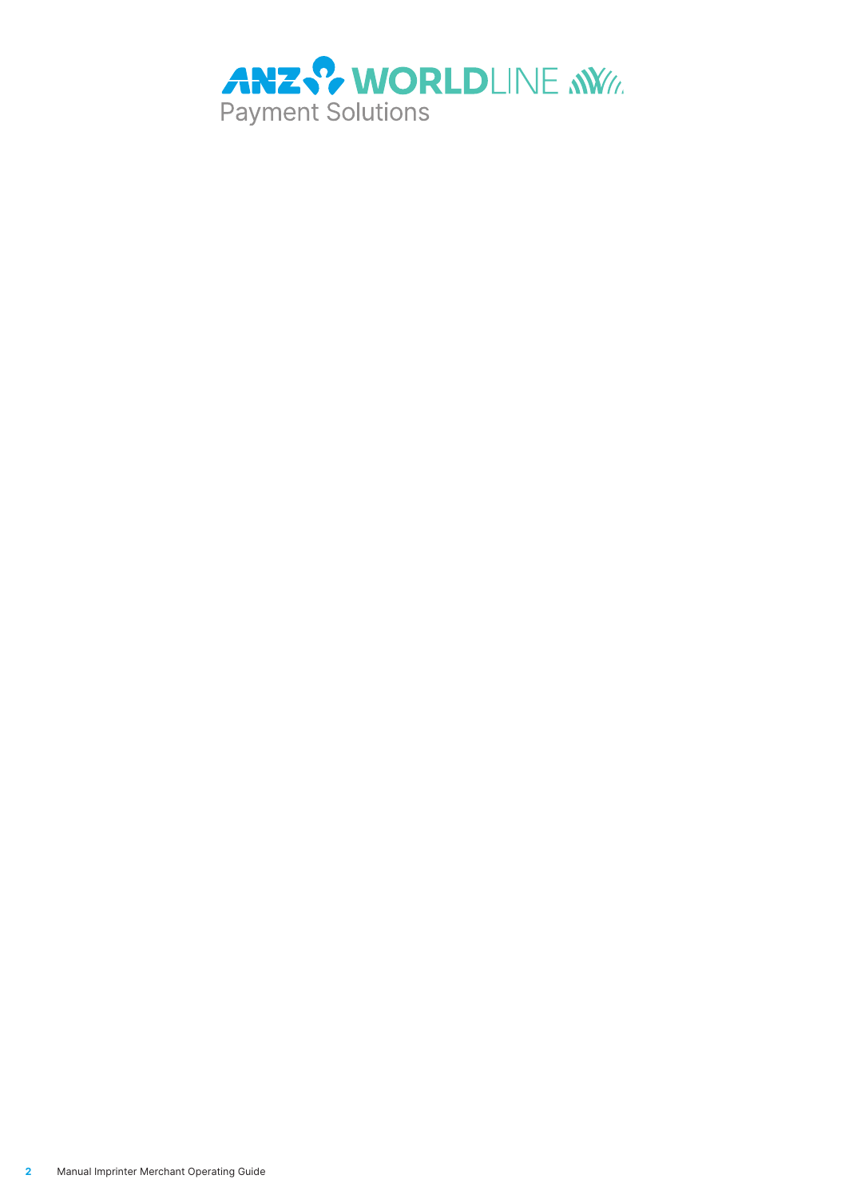ANZ WORLDLINE

Payment Solutions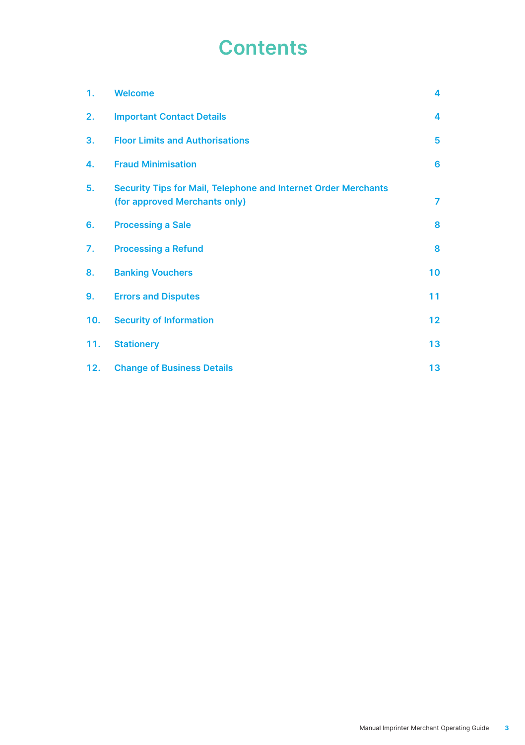# Contents

| | | |
|---|---|---|
| 1. | Welcome | 4 |
| 2. | Important Contact Details | 4 |
| 3. | Floor Limits and Authorisations | 5 |
| 4. | Fraud Minimisation | 6 |
| 5. | Security Tips for Mail, Telephone and Internet Order Merchants (for approved Merchants only) | 7 |
| 6. | Processing a Sale | 8 |
| 7. | Processing a Refund | 8 |
| 8. | Banking Vouchers | 10 |
| 9. | Errors and Disputes | 11 |
| 10. | Security of Information | 12 |
| 11. | Stationery | 13 |
| 12. | Change of Business Details | 13 |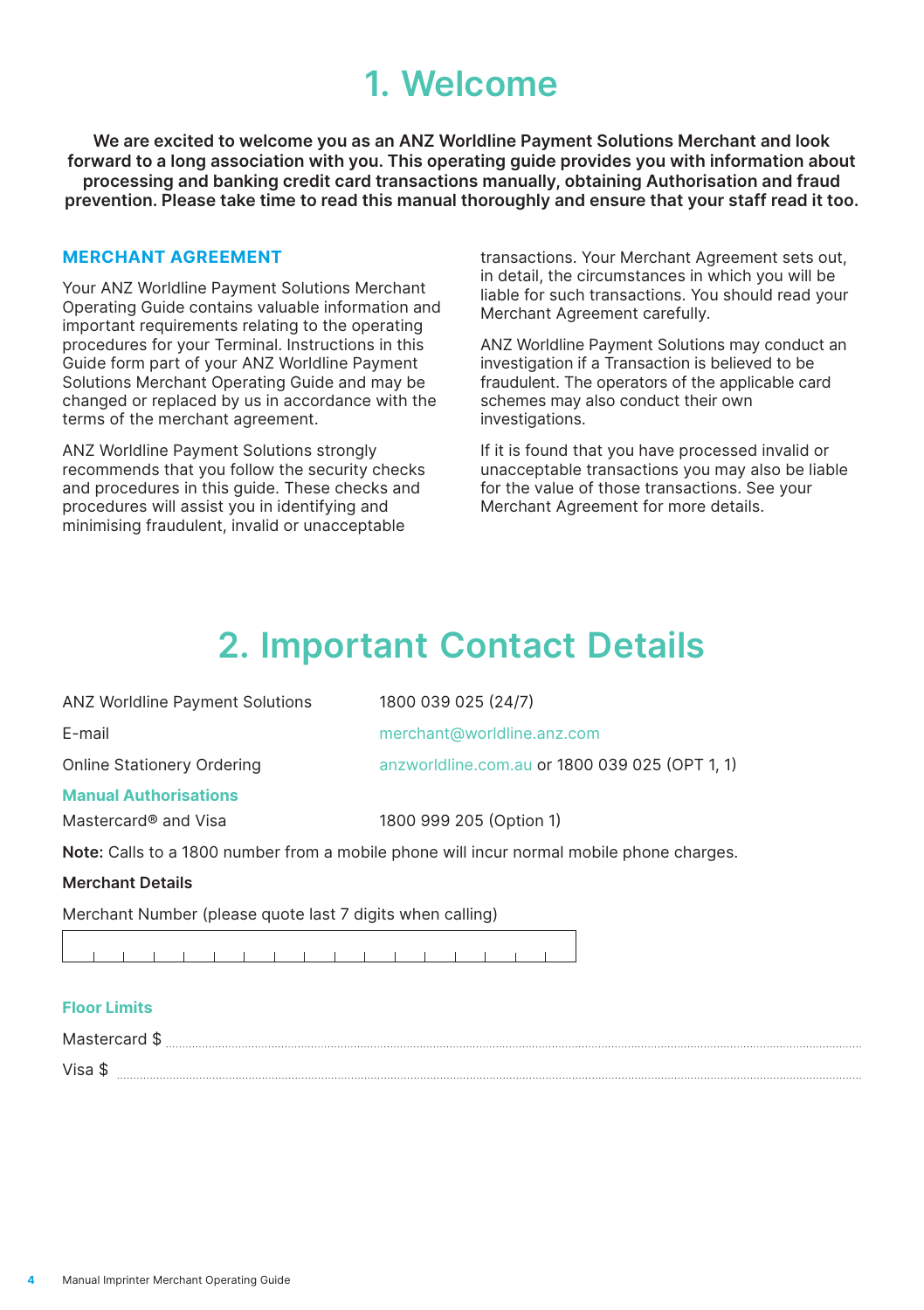# 1. Welcome

**We are excited to welcome you as an ANZ Worldline Payment Solutions Merchant and look forward to a long association with you. This operating guide provides you with information about processing and banking credit card transactions manually, obtaining Authorisation and fraud prevention. Please take time to read this manual thoroughly and ensure that your staff read it too.**

## MERCHANT AGREEMENT

Your ANZ Worldline Payment Solutions Merchant Operating Guide contains valuable information and important requirements relating to the operating procedures for your Terminal. Instructions in this Guide form part of your ANZ Worldline Payment Solutions Merchant Operating Guide and may be changed or replaced by us in accordance with the terms of the merchant agreement.

ANZ Worldline Payment Solutions strongly recommends that you follow the security checks and procedures in this guide. These checks and procedures will assist you in identifying and minimising fraudulent, invalid or unacceptable transactions. Your Merchant Agreement sets out, in detail, the circumstances in which you will be liable for such transactions. You should read your Merchant Agreement carefully.

ANZ Worldline Payment Solutions may conduct an investigation if a Transaction is believed to be fraudulent. The operators of the applicable card schemes may also conduct their own investigations.

If it is found that you have processed invalid or unacceptable transactions you may also be liable for the value of those transactions. See your Merchant Agreement for more details.

# 2. Important Contact Details

| | |
|---|---|
| ANZ Worldline Payment Solutions | 1800 039 025 (24/7) |
| E-mail | merchant@worldline.anz.com |
| Online Stationery Ordering | anzworldline.com.au or 1800 039 025 (OPT 1, 1) |

### Manual Authorisations

| | |
|---|---|
| Mastercard® and Visa | 1800 999 205 (Option 1) |

**Note:** Calls to a 1800 number from a mobile phone will incur normal mobile phone charges.

**Merchant Details**

Merchant Number (please quote last 7 digits when calling)

| | | | | | | | | | | | | | | | | |
|---|---|---|---|---|---|---|---|---|---|---|---|---|---|---|---|---|
| | | | | | | | | | | | | | | | | |

### Floor Limits

Mastercard $ ..............................................................

Visa $ ..............................................................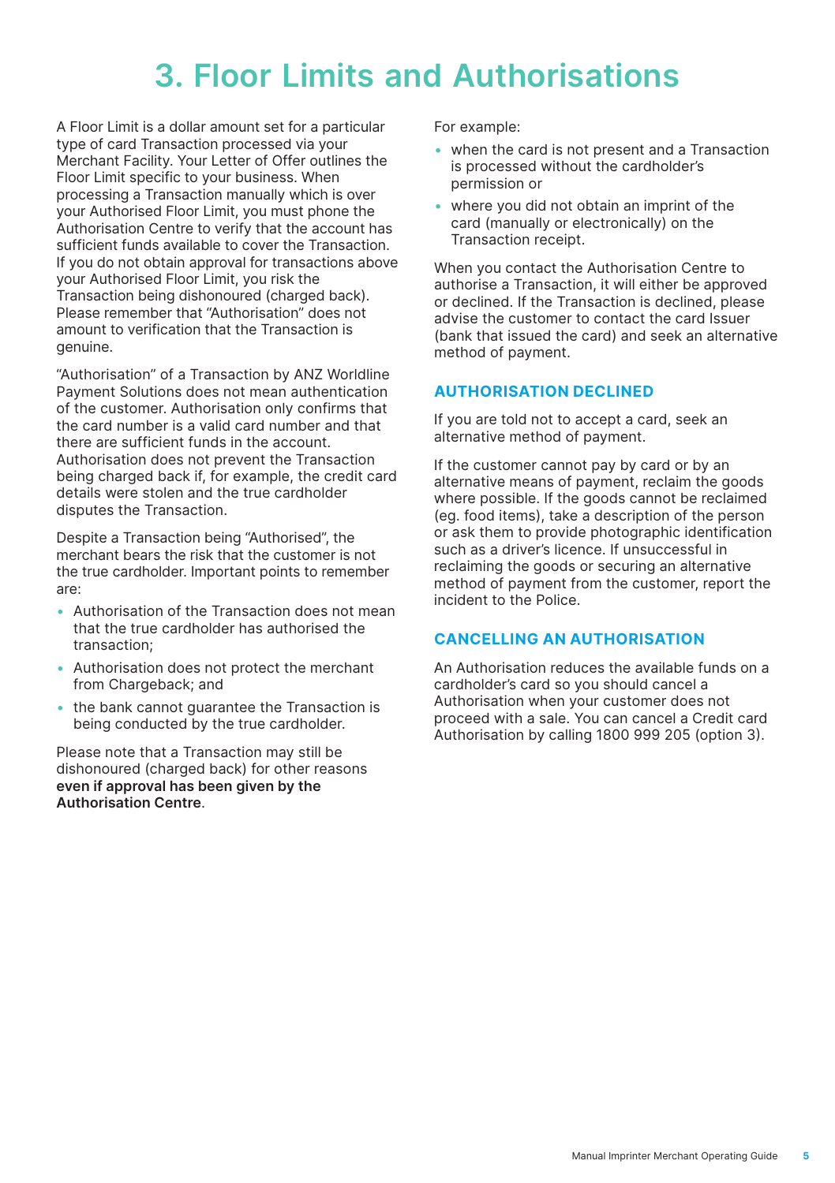# 3. Floor Limits and Authorisations

A Floor Limit is a dollar amount set for a particular type of card Transaction processed via your Merchant Facility. Your Letter of Offer outlines the Floor Limit specific to your business. When processing a Transaction manually which is over your Authorised Floor Limit, you must phone the Authorisation Centre to verify that the account has sufficient funds available to cover the Transaction. If you do not obtain approval for transactions above your Authorised Floor Limit, you risk the Transaction being dishonoured (charged back). Please remember that "Authorisation" does not amount to verification that the Transaction is genuine.

"Authorisation" of a Transaction by ANZ Worldline Payment Solutions does not mean authentication of the customer. Authorisation only confirms that the card number is a valid card number and that there are sufficient funds in the account. Authorisation does not prevent the Transaction being charged back if, for example, the credit card details were stolen and the true cardholder disputes the Transaction.

Despite a Transaction being "Authorised", the merchant bears the risk that the customer is not the true cardholder. Important points to remember are:

- Authorisation of the Transaction does not mean that the true cardholder has authorised the transaction;
- Authorisation does not protect the merchant from Chargeback; and
- the bank cannot guarantee the Transaction is being conducted by the true cardholder.

Please note that a Transaction may still be dishonoured (charged back) for other reasons **even if approval has been given by the Authorisation Centre**.

For example:

- when the card is not present and a Transaction is processed without the cardholder's permission or
- where you did not obtain an imprint of the card (manually or electronically) on the Transaction receipt.

When you contact the Authorisation Centre to authorise a Transaction, it will either be approved or declined. If the Transaction is declined, please advise the customer to contact the card Issuer (bank that issued the card) and seek an alternative method of payment.

## AUTHORISATION DECLINED

If you are told not to accept a card, seek an alternative method of payment.

If the customer cannot pay by card or by an alternative means of payment, reclaim the goods where possible. If the goods cannot be reclaimed (eg. food items), take a description of the person or ask them to provide photographic identification such as a driver's licence. If unsuccessful in reclaiming the goods or securing an alternative method of payment from the customer, report the incident to the Police.

## CANCELLING AN AUTHORISATION

An Authorisation reduces the available funds on a cardholder's card so you should cancel a Authorisation when your customer does not proceed with a sale. You can cancel a Credit card Authorisation by calling 1800 999 205 (option 3).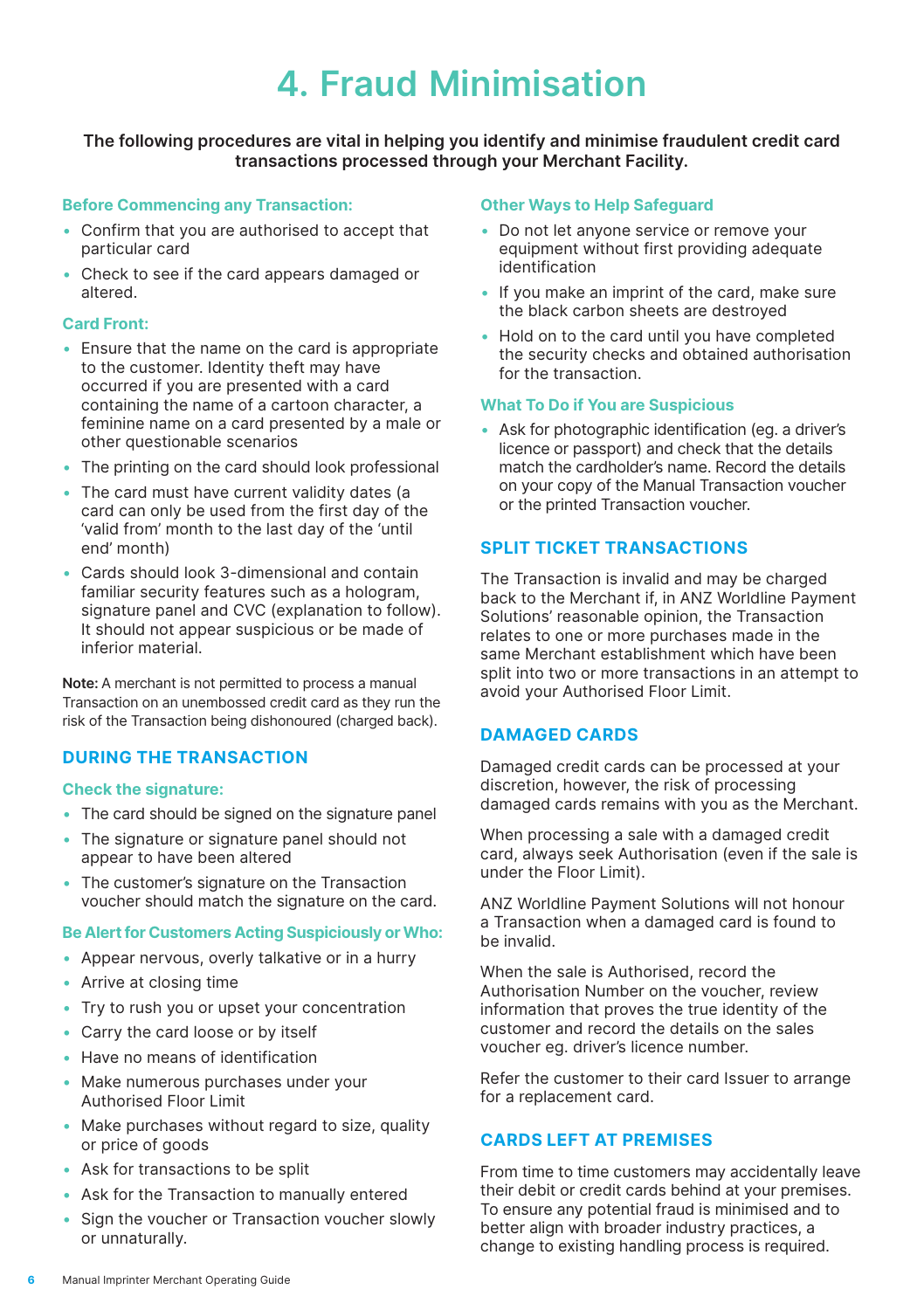# 4. Fraud Minimisation

**The following procedures are vital in helping you identify and minimise fraudulent credit card transactions processed through your Merchant Facility.**

### Before Commencing any Transaction:

- Confirm that you are authorised to accept that particular card
- Check to see if the card appears damaged or altered.

### Card Front:

- Ensure that the name on the card is appropriate to the customer. Identity theft may have occurred if you are presented with a card containing the name of a cartoon character, a feminine name on a card presented by a male or other questionable scenarios
- The printing on the card should look professional
- The card must have current validity dates (a card can only be used from the first day of the 'valid from' month to the last day of the 'until end' month)
- Cards should look 3-dimensional and contain familiar security features such as a hologram, signature panel and CVC (explanation to follow). It should not appear suspicious or be made of inferior material.

**Note:** A merchant is not permitted to process a manual Transaction on an unembossed credit card as they run the risk of the Transaction being dishonoured (charged back).

## DURING THE TRANSACTION

### Check the signature:

- The card should be signed on the signature panel
- The signature or signature panel should not appear to have been altered
- The customer's signature on the Transaction voucher should match the signature on the card.

### Be Alert for Customers Acting Suspiciously or Who:

- Appear nervous, overly talkative or in a hurry
- Arrive at closing time
- Try to rush you or upset your concentration
- Carry the card loose or by itself
- Have no means of identification
- Make numerous purchases under your Authorised Floor Limit
- Make purchases without regard to size, quality or price of goods
- Ask for transactions to be split
- Ask for the Transaction to manually entered
- Sign the voucher or Transaction voucher slowly or unnaturally.

### Other Ways to Help Safeguard

- Do not let anyone service or remove your equipment without first providing adequate identification
- If you make an imprint of the card, make sure the black carbon sheets are destroyed
- Hold on to the card until you have completed the security checks and obtained authorisation for the transaction.

### What To Do if You are Suspicious

- Ask for photographic identification (eg. a driver's licence or passport) and check that the details match the cardholder's name. Record the details on your copy of the Manual Transaction voucher or the printed Transaction voucher.

## SPLIT TICKET TRANSACTIONS

The Transaction is invalid and may be charged back to the Merchant if, in ANZ Worldline Payment Solutions' reasonable opinion, the Transaction relates to one or more purchases made in the same Merchant establishment which have been split into two or more transactions in an attempt to avoid your Authorised Floor Limit.

## DAMAGED CARDS

Damaged credit cards can be processed at your discretion, however, the risk of processing damaged cards remains with you as the Merchant.

When processing a sale with a damaged credit card, always seek Authorisation (even if the sale is under the Floor Limit).

ANZ Worldline Payment Solutions will not honour a Transaction when a damaged card is found to be invalid.

When the sale is Authorised, record the Authorisation Number on the voucher, review information that proves the true identity of the customer and record the details on the sales voucher eg. driver's licence number.

Refer the customer to their card Issuer to arrange for a replacement card.

## CARDS LEFT AT PREMISES

From time to time customers may accidentally leave their debit or credit cards behind at your premises. To ensure any potential fraud is minimised and to better align with broader industry practices, a change to existing handling process is required.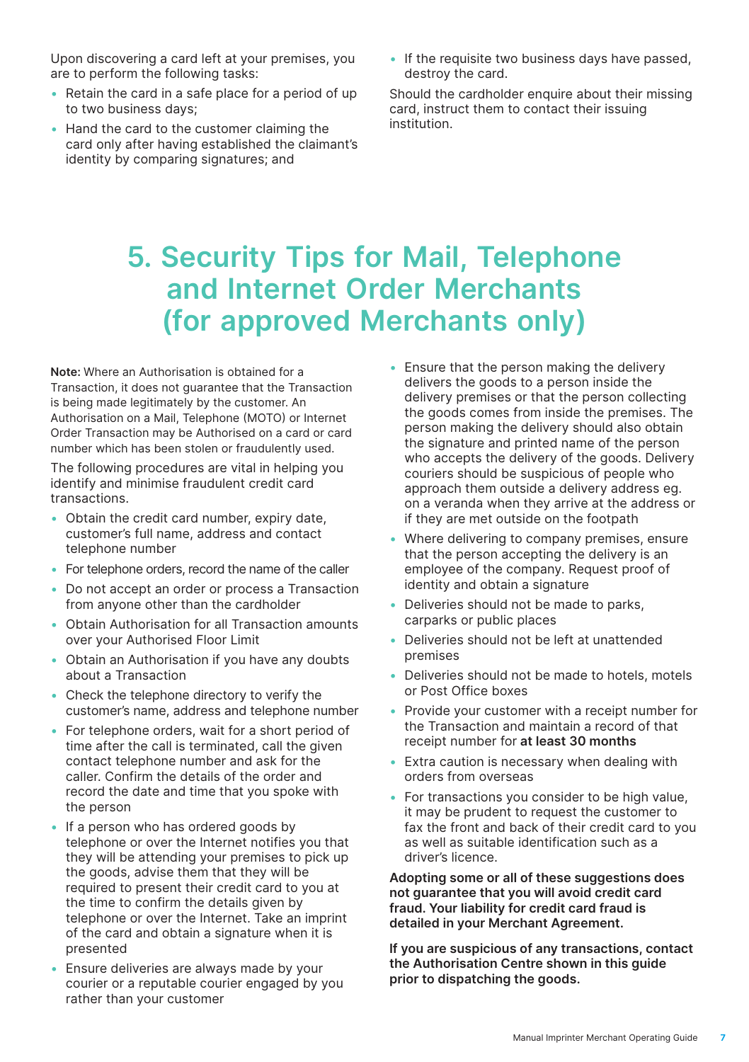Upon discovering a card left at your premises, you are to perform the following tasks:

- Retain the card in a safe place for a period of up to two business days;
- Hand the card to the customer claiming the card only after having established the claimant's identity by comparing signatures; and
- If the requisite two business days have passed, destroy the card.

Should the cardholder enquire about their missing card, instruct them to contact their issuing institution.

# 5. Security Tips for Mail, Telephone and Internet Order Merchants (for approved Merchants only)

**Note:** Where an Authorisation is obtained for a Transaction, it does not guarantee that the Transaction is being made legitimately by the customer. An Authorisation on a Mail, Telephone (MOTO) or Internet Order Transaction may be Authorised on a card or card number which has been stolen or fraudulently used.

The following procedures are vital in helping you identify and minimise fraudulent credit card transactions.

- Obtain the credit card number, expiry date, customer's full name, address and contact telephone number
- For telephone orders, record the name of the caller
- Do not accept an order or process a Transaction from anyone other than the cardholder
- Obtain Authorisation for all Transaction amounts over your Authorised Floor Limit
- Obtain an Authorisation if you have any doubts about a Transaction
- Check the telephone directory to verify the customer's name, address and telephone number
- For telephone orders, wait for a short period of time after the call is terminated, call the given contact telephone number and ask for the caller. Confirm the details of the order and record the date and time that you spoke with the person
- If a person who has ordered goods by telephone or over the Internet notifies you that they will be attending your premises to pick up the goods, advise them that they will be required to present their credit card to you at the time to confirm the details given by telephone or over the Internet. Take an imprint of the card and obtain a signature when it is presented
- Ensure deliveries are always made by your courier or a reputable courier engaged by you rather than your customer
- Ensure that the person making the delivery delivers the goods to a person inside the delivery premises or that the person collecting the goods comes from inside the premises. The person making the delivery should also obtain the signature and printed name of the person who accepts the delivery of the goods. Delivery couriers should be suspicious of people who approach them outside a delivery address eg. on a veranda when they arrive at the address or if they are met outside on the footpath
- Where delivering to company premises, ensure that the person accepting the delivery is an employee of the company. Request proof of identity and obtain a signature
- Deliveries should not be made to parks, carparks or public places
- Deliveries should not be left at unattended premises
- Deliveries should not be made to hotels, motels or Post Office boxes
- Provide your customer with a receipt number for the Transaction and maintain a record of that receipt number for **at least 30 months**
- Extra caution is necessary when dealing with orders from overseas
- For transactions you consider to be high value, it may be prudent to request the customer to fax the front and back of their credit card to you as well as suitable identification such as a driver's licence.

**Adopting some or all of these suggestions does not guarantee that you will avoid credit card fraud. Your liability for credit card fraud is detailed in your Merchant Agreement.**

**If you are suspicious of any transactions, contact the Authorisation Centre shown in this guide prior to dispatching the goods.**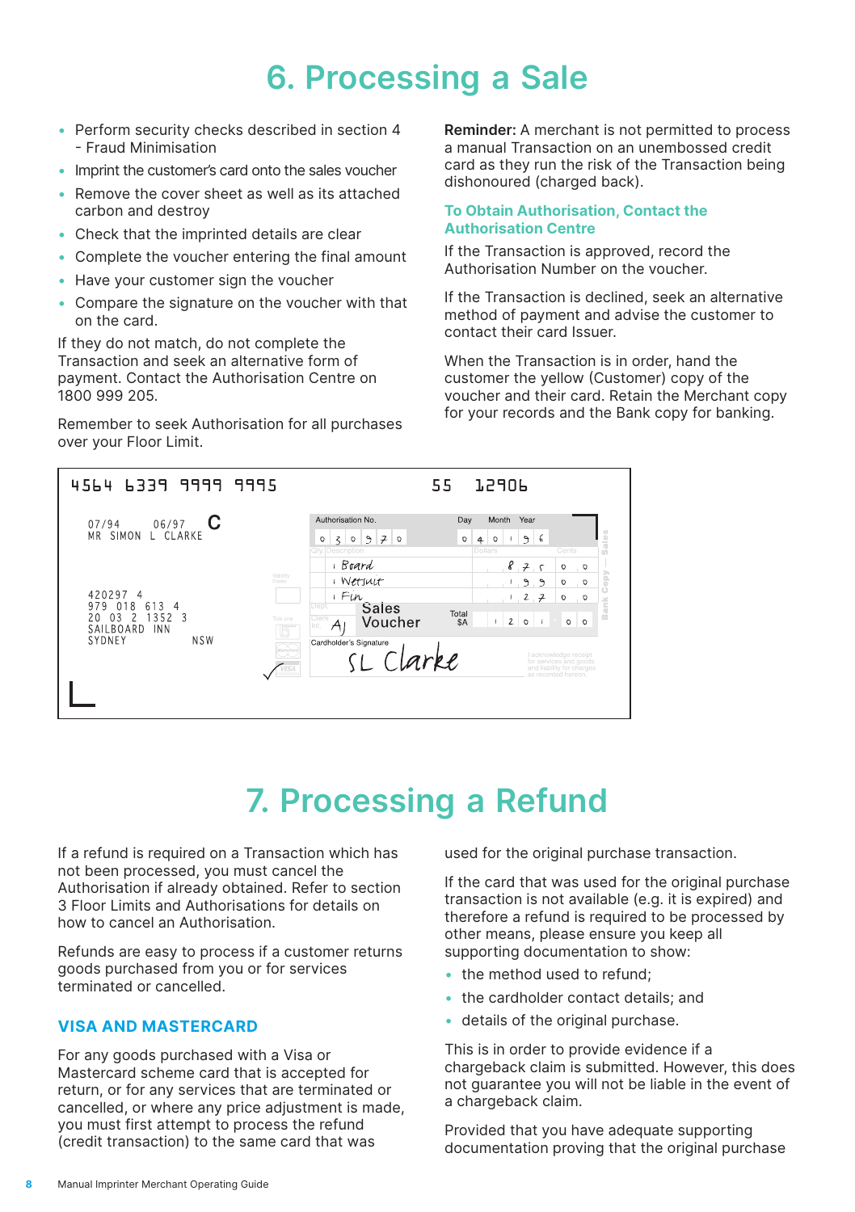# 6. Processing a Sale

- Perform security checks described in section 4 - Fraud Minimisation
- Imprint the customer's card onto the sales voucher
- Remove the cover sheet as well as its attached carbon and destroy
- Check that the imprinted details are clear
- Complete the voucher entering the final amount
- Have your customer sign the voucher
- Compare the signature on the voucher with that on the card.

If they do not match, do not complete the Transaction and seek an alternative form of payment. Contact the Authorisation Centre on 1800 999 205.

Remember to seek Authorisation for all purchases over your Floor Limit.

**Reminder:** A merchant is not permitted to process a manual Transaction on an unembossed credit card as they run the risk of the Transaction being dishonoured (charged back).

### To Obtain Authorisation, Contact the Authorisation Centre

If the Transaction is approved, record the Authorisation Number on the voucher.

If the Transaction is declined, seek an alternative method of payment and advise the customer to contact their card Issuer.

When the Transaction is in order, hand the customer the yellow (Customer) copy of the voucher and their card. Retain the Merchant copy for your records and the Bank copy for banking.

4564 6339 9999 9995    55    12906

07/94    06/97    C
MR SIMON L CLARKE

420297 4
979 018 613 4
20 03 2 1352 3
SAILBOARD INN
SYDNEY    NSW

Authorisation No.: 0 3 0 9 7 0    Day: 0 4    Month: 0 1    Year: 9 6

| Qty | Description | Dollars | Cents |
|---|---|---|---|
| 1 | Board | 875 | 00 |
| 1 | Wetsuit | 199 | 00 |
| 1 | Fin | 27 | 00 |
| Clerk Int.: AJ | Sales Voucher | Total $A: 1201 | 00 |

Cardholder's Signature: SL Clarke

I acknowledge receipt for services and goods and liability for charges as recorded hereon.

Bank Copy — Sales

# 7. Processing a Refund

If a refund is required on a Transaction which has not been processed, you must cancel the Authorisation if already obtained. Refer to section 3 Floor Limits and Authorisations for details on how to cancel an Authorisation.

Refunds are easy to process if a customer returns goods purchased from you or for services terminated or cancelled.

### VISA AND MASTERCARD

For any goods purchased with a Visa or Mastercard scheme card that is accepted for return, or for any services that are terminated or cancelled, or where any price adjustment is made, you must first attempt to process the refund (credit transaction) to the same card that was used for the original purchase transaction.

If the card that was used for the original purchase transaction is not available (e.g. it is expired) and therefore a refund is required to be processed by other means, please ensure you keep all supporting documentation to show:

- the method used to refund;
- the cardholder contact details; and
- details of the original purchase.

This is in order to provide evidence if a chargeback claim is submitted. However, this does not guarantee you will not be liable in the event of a chargeback claim.

Provided that you have adequate supporting documentation proving that the original purchase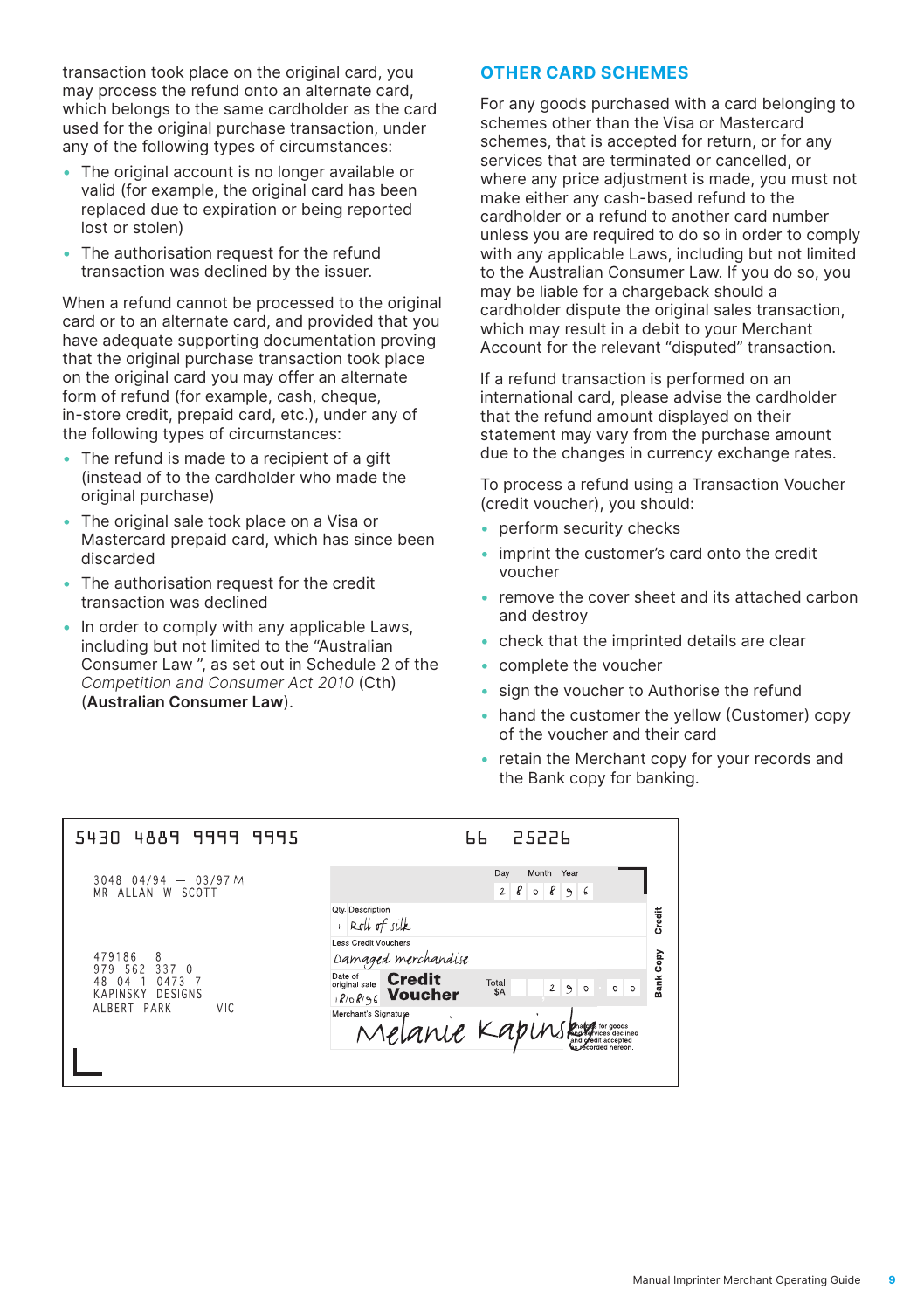transaction took place on the original card, you may process the refund onto an alternate card, which belongs to the same cardholder as the card used for the original purchase transaction, under any of the following types of circumstances:

- The original account is no longer available or valid (for example, the original card has been replaced due to expiration or being reported lost or stolen)
- The authorisation request for the refund transaction was declined by the issuer.

When a refund cannot be processed to the original card or to an alternate card, and provided that you have adequate supporting documentation proving that the original purchase transaction took place on the original card you may offer an alternate form of refund (for example, cash, cheque, in-store credit, prepaid card, etc.), under any of the following types of circumstances:

- The refund is made to a recipient of a gift (instead of to the cardholder who made the original purchase)
- The original sale took place on a Visa or Mastercard prepaid card, which has since been discarded
- The authorisation request for the credit transaction was declined
- In order to comply with any applicable Laws, including but not limited to the “Australian Consumer Law ”, as set out in Schedule 2 of the *Competition and Consumer Act 2010* (Cth) (**Australian Consumer Law**).

## OTHER CARD SCHEMES

For any goods purchased with a card belonging to schemes other than the Visa or Mastercard schemes, that is accepted for return, or for any services that are terminated or cancelled, or where any price adjustment is made, you must not make either any cash-based refund to the cardholder or a refund to another card number unless you are required to do so in order to comply with any applicable Laws, including but not limited to the Australian Consumer Law. If you do so, you may be liable for a chargeback should a cardholder dispute the original sales transaction, which may result in a debit to your Merchant Account for the relevant “disputed” transaction.

If a refund transaction is performed on an international card, please advise the cardholder that the refund amount displayed on their statement may vary from the purchase amount due to the changes in currency exchange rates.

To process a refund using a Transaction Voucher (credit voucher), you should:

- perform security checks
- imprint the customer’s card onto the credit voucher
- remove the cover sheet and its attached carbon and destroy
- check that the imprinted details are clear
- complete the voucher
- sign the voucher to Authorise the refund
- hand the customer the yellow (Customer) copy of the voucher and their card
- retain the Merchant copy for your records and the Bank copy for banking.

5430 4889 9999 9995 66 25226

3048 04/94 — 03/97 M
MR ALLAN W SCOTT

479186 8
979 562 337 0
48 04 1 0473 7
KAPINSKY DESIGNS
ALBERT PARK VIC

Day Month Year: 2 8 0 8 9 6

Qty. Description: 1 Roll of silk

Less Credit Vouchers: Damaged merchandise

Date of original sale: 18/08/96

**Credit Voucher**

Total $A: 2 9 0 . 0 0

Merchant's Signature: Melanie Kapinsky

Refund for goods and services declined and credit accepted as recorded hereon.

Bank Copy — Credit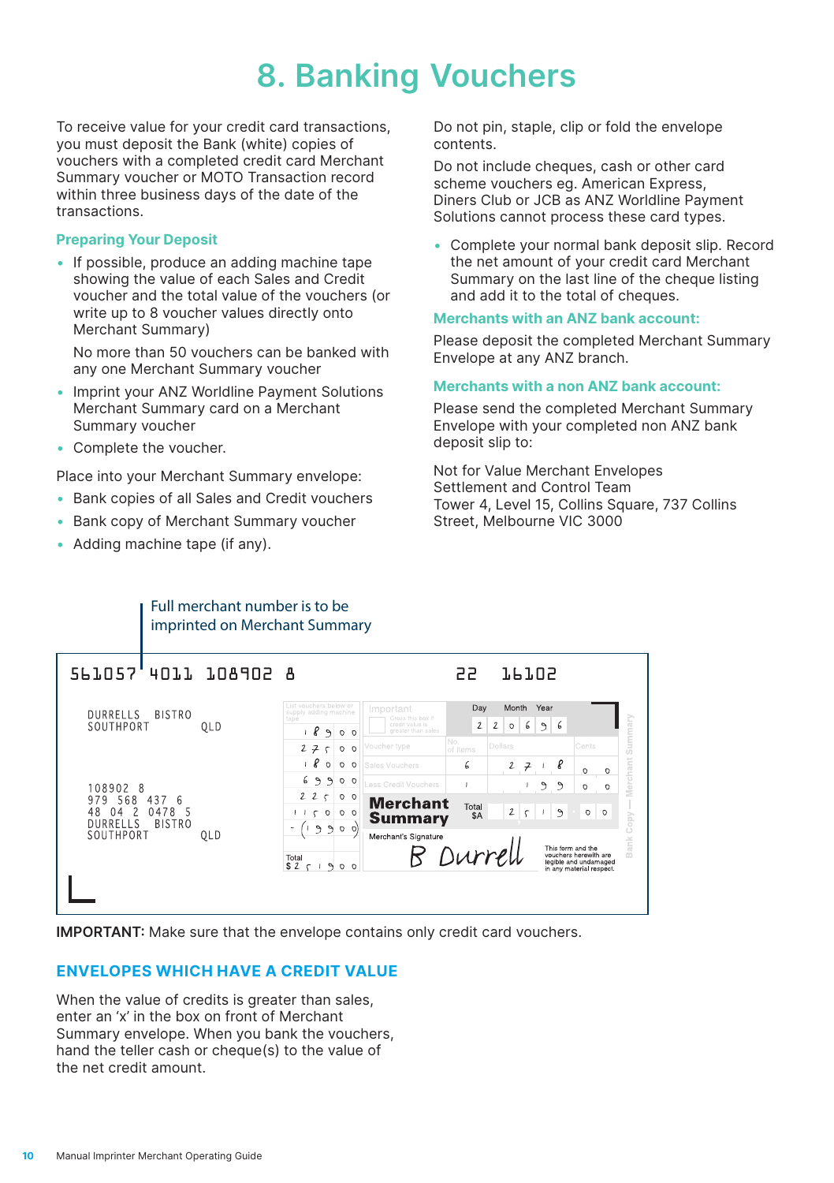# 8. Banking Vouchers

To receive value for your credit card transactions, you must deposit the Bank (white) copies of vouchers with a completed credit card Merchant Summary voucher or MOTO Transaction record within three business days of the date of the transactions.

### Preparing Your Deposit

- If possible, produce an adding machine tape showing the value of each Sales and Credit voucher and the total value of the vouchers (or write up to 8 voucher values directly onto Merchant Summary)

  No more than 50 vouchers can be banked with any one Merchant Summary voucher
- Imprint your ANZ Worldline Payment Solutions Merchant Summary card on a Merchant Summary voucher
- Complete the voucher.

Place into your Merchant Summary envelope:

- Bank copies of all Sales and Credit vouchers
- Bank copy of Merchant Summary voucher
- Adding machine tape (if any).

Do not pin, staple, clip or fold the envelope contents.

Do not include cheques, cash or other card scheme vouchers eg. American Express, Diners Club or JCB as ANZ Worldline Payment Solutions cannot process these card types.

- Complete your normal bank deposit slip. Record the net amount of your credit card Merchant Summary on the last line of the cheque listing and add it to the total of cheques.

### Merchants with an ANZ bank account:

Please deposit the completed Merchant Summary Envelope at any ANZ branch.

### Merchants with a non ANZ bank account:

Please send the completed Merchant Summary Envelope with your completed non ANZ bank deposit slip to:

Not for Value Merchant Envelopes
Settlement and Control Team
Tower 4, Level 15, Collins Square, 737 Collins Street, Melbourne VIC 3000

Full merchant number is to be imprinted on Merchant Summary

561057 4011 108902 8    22 16102

DURRELLS BISTRO
SOUTHPORT QLD

108902 8
979 568 437 6
48 04 2 0478 5
DURRELLS BISTRO
SOUTHPORT QLD

| List vouchers below or supply adding machine tape |
|---|
| 189 00 |
| 275 00 |
| 180 00 |
| 699 00 |
| 225 00 |
| 1150 00 |
| -(199 00) |
| Total $2519 00 |

Important: Cross this box if credit value is greater than sales

Day / Month / Year: 22 06 96

| Voucher type | No. of items | Dollars | Cents |
|---|---|---|---|
| Sales Vouchers | 6 | 2718 | 00 |
| Less Credit Vouchers | 1 | 199 | 00 |
| **Merchant Summary** Total $A | | 2519 | 00 |

Merchant's Signature: B Durrell

This form and the vouchers herewith are legible and undamaged in any material respect.

Bank Copy — Merchant Summary

**IMPORTANT:** Make sure that the envelope contains only credit card vouchers.

## ENVELOPES WHICH HAVE A CREDIT VALUE

When the value of credits is greater than sales, enter an 'x' in the box on front of Merchant Summary envelope. When you bank the vouchers, hand the teller cash or cheque(s) to the value of the net credit amount.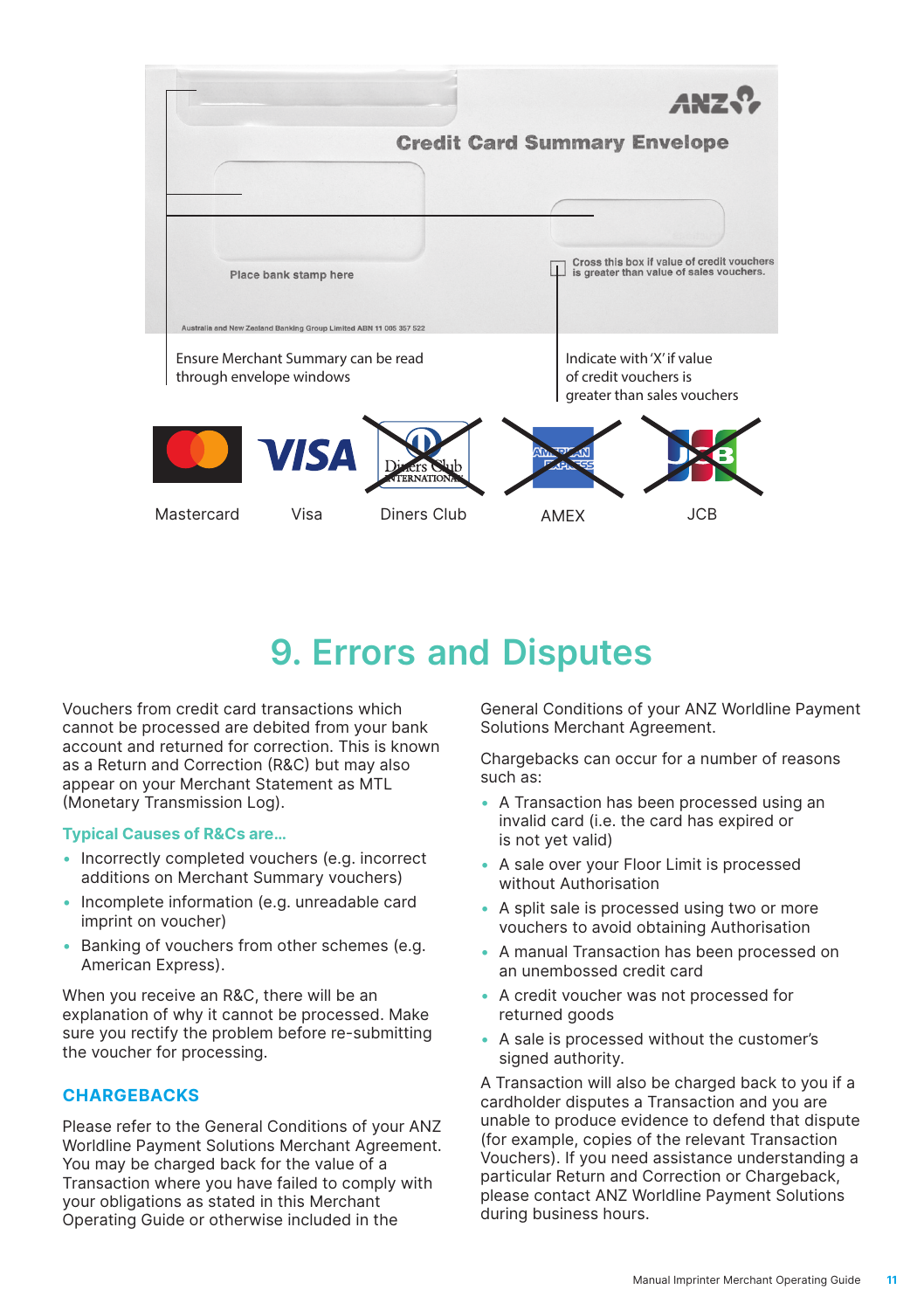Credit Card Summary Envelope

Place bank stamp here

Cross this box if value of credit vouchers is greater than value of sales vouchers.

Australia and New Zealand Banking Group Limited ABN 11 005 357 522

Ensure Merchant Summary can be read through envelope windows

Indicate with 'X' if value of credit vouchers is greater than sales vouchers

Mastercard Visa Diners Club AMEX JCB

# 9. Errors and Disputes

Vouchers from credit card transactions which cannot be processed are debited from your bank account and returned for correction. This is known as a Return and Correction (R&C) but may also appear on your Merchant Statement as MTL (Monetary Transmission Log).

### Typical Causes of R&Cs are...

- Incorrectly completed vouchers (e.g. incorrect additions on Merchant Summary vouchers)
- Incomplete information (e.g. unreadable card imprint on voucher)
- Banking of vouchers from other schemes (e.g. American Express).

When you receive an R&C, there will be an explanation of why it cannot be processed. Make sure you rectify the problem before re-submitting the voucher for processing.

## CHARGEBACKS

Please refer to the General Conditions of your ANZ Worldline Payment Solutions Merchant Agreement. You may be charged back for the value of a Transaction where you have failed to comply with your obligations as stated in this Merchant Operating Guide or otherwise included in the General Conditions of your ANZ Worldline Payment Solutions Merchant Agreement.

Chargebacks can occur for a number of reasons such as:

- A Transaction has been processed using an invalid card (i.e. the card has expired or is not yet valid)
- A sale over your Floor Limit is processed without Authorisation
- A split sale is processed using two or more vouchers to avoid obtaining Authorisation
- A manual Transaction has been processed on an unembossed credit card
- A credit voucher was not processed for returned goods
- A sale is processed without the customer's signed authority.

A Transaction will also be charged back to you if a cardholder disputes a Transaction and you are unable to produce evidence to defend that dispute (for example, copies of the relevant Transaction Vouchers). If you need assistance understanding a particular Return and Correction or Chargeback, please contact ANZ Worldline Payment Solutions during business hours.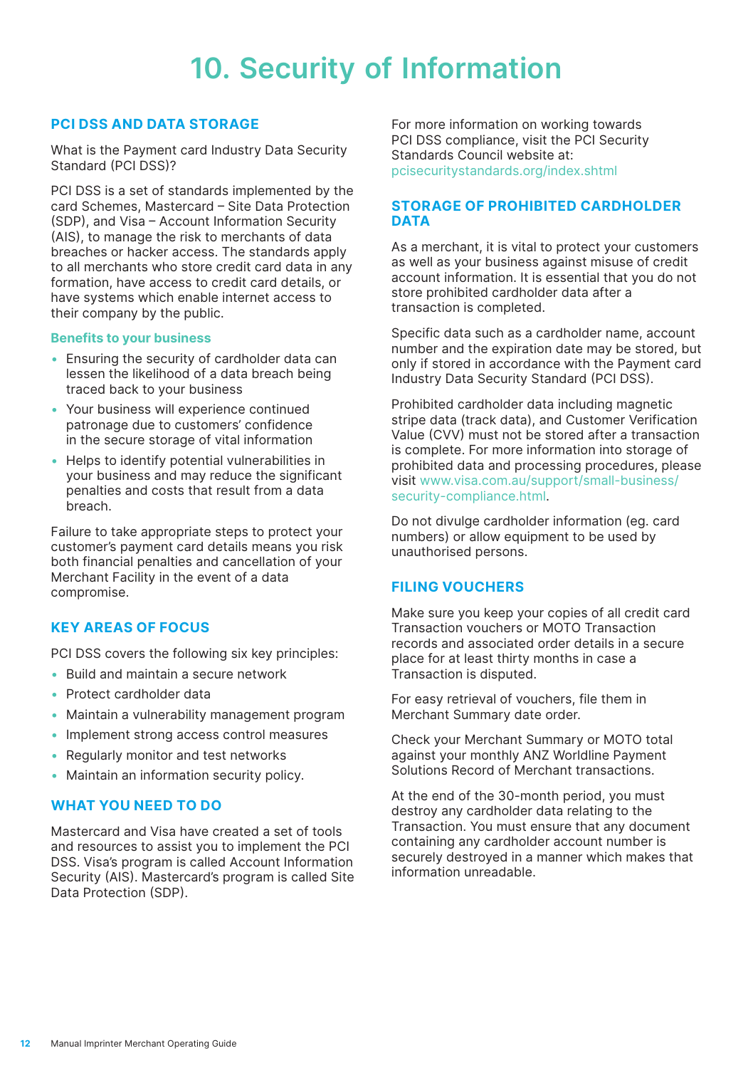# 10. Security of Information

## PCI DSS AND DATA STORAGE

What is the Payment card Industry Data Security Standard (PCI DSS)?

PCI DSS is a set of standards implemented by the card Schemes, Mastercard – Site Data Protection (SDP), and Visa – Account Information Security (AIS), to manage the risk to merchants of data breaches or hacker access. The standards apply to all merchants who store credit card data in any formation, have access to credit card details, or have systems which enable internet access to their company by the public.

### Benefits to your business

- Ensuring the security of cardholder data can lessen the likelihood of a data breach being traced back to your business
- Your business will experience continued patronage due to customers' confidence in the secure storage of vital information
- Helps to identify potential vulnerabilities in your business and may reduce the significant penalties and costs that result from a data breach.

Failure to take appropriate steps to protect your customer's payment card details means you risk both financial penalties and cancellation of your Merchant Facility in the event of a data compromise.

## KEY AREAS OF FOCUS

PCI DSS covers the following six key principles:

- Build and maintain a secure network
- Protect cardholder data
- Maintain a vulnerability management program
- Implement strong access control measures
- Regularly monitor and test networks
- Maintain an information security policy.

## WHAT YOU NEED TO DO

Mastercard and Visa have created a set of tools and resources to assist you to implement the PCI DSS. Visa's program is called Account Information Security (AIS). Mastercard's program is called Site Data Protection (SDP).

For more information on working towards PCI DSS compliance, visit the PCI Security Standards Council website at: pcisecuritystandards.org/index.shtml

## STORAGE OF PROHIBITED CARDHOLDER DATA

As a merchant, it is vital to protect your customers as well as your business against misuse of credit account information. It is essential that you do not store prohibited cardholder data after a transaction is completed.

Specific data such as a cardholder name, account number and the expiration date may be stored, but only if stored in accordance with the Payment card Industry Data Security Standard (PCI DSS).

Prohibited cardholder data including magnetic stripe data (track data), and Customer Verification Value (CVV) must not be stored after a transaction is complete. For more information into storage of prohibited data and processing procedures, please visit www.visa.com.au/support/small-business/security-compliance.html.

Do not divulge cardholder information (eg. card numbers) or allow equipment to be used by unauthorised persons.

## FILING VOUCHERS

Make sure you keep your copies of all credit card Transaction vouchers or MOTO Transaction records and associated order details in a secure place for at least thirty months in case a Transaction is disputed.

For easy retrieval of vouchers, file them in Merchant Summary date order.

Check your Merchant Summary or MOTO total against your monthly ANZ Worldline Payment Solutions Record of Merchant transactions.

At the end of the 30-month period, you must destroy any cardholder data relating to the Transaction. You must ensure that any document containing any cardholder account number is securely destroyed in a manner which makes that information unreadable.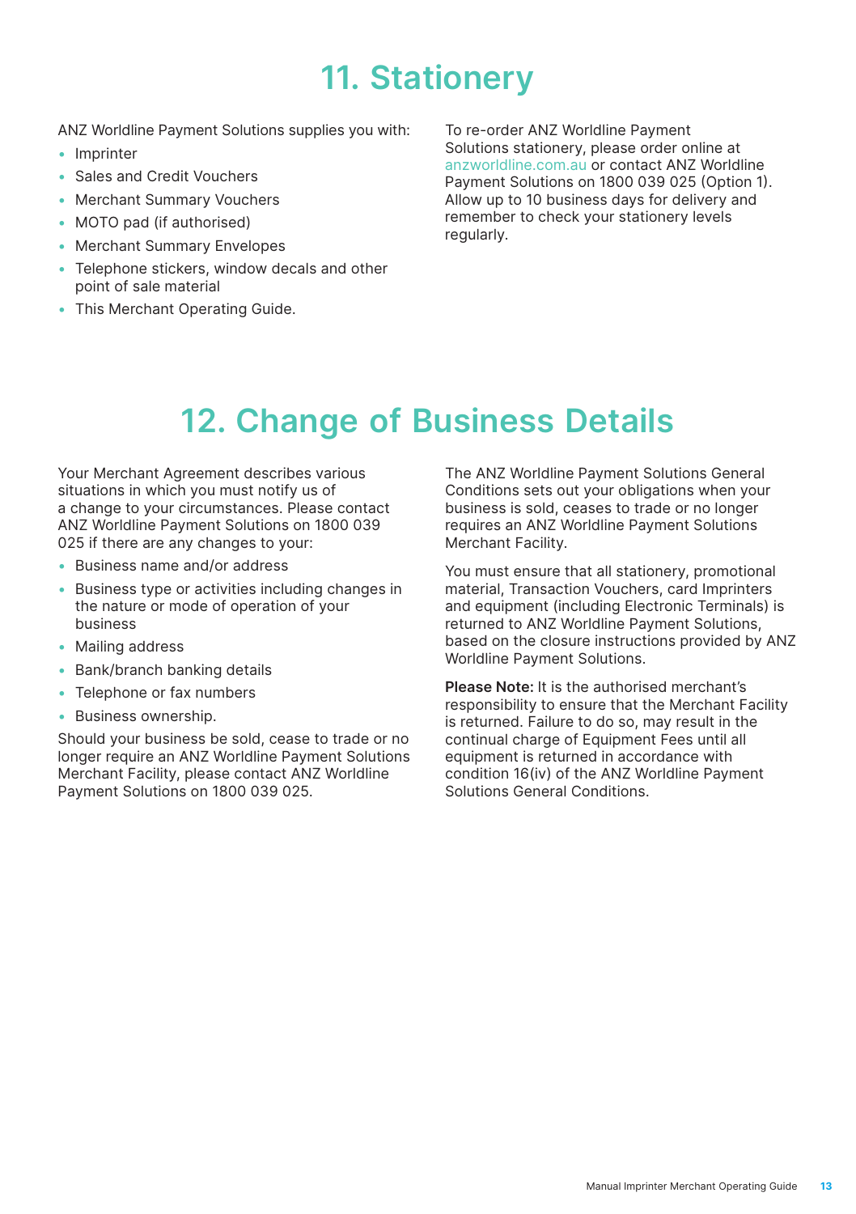# 11. Stationery

ANZ Worldline Payment Solutions supplies you with:

- Imprinter
- Sales and Credit Vouchers
- Merchant Summary Vouchers
- MOTO pad (if authorised)
- Merchant Summary Envelopes
- Telephone stickers, window decals and other point of sale material
- This Merchant Operating Guide.

To re-order ANZ Worldline Payment Solutions stationery, please order online at anzworldline.com.au or contact ANZ Worldline Payment Solutions on 1800 039 025 (Option 1). Allow up to 10 business days for delivery and remember to check your stationery levels regularly.

# 12. Change of Business Details

Your Merchant Agreement describes various situations in which you must notify us of a change to your circumstances. Please contact ANZ Worldline Payment Solutions on 1800 039 025 if there are any changes to your:

- Business name and/or address
- Business type or activities including changes in the nature or mode of operation of your business
- Mailing address
- Bank/branch banking details
- Telephone or fax numbers
- Business ownership.

Should your business be sold, cease to trade or no longer require an ANZ Worldline Payment Solutions Merchant Facility, please contact ANZ Worldline Payment Solutions on 1800 039 025.

The ANZ Worldline Payment Solutions General Conditions sets out your obligations when your business is sold, ceases to trade or no longer requires an ANZ Worldline Payment Solutions Merchant Facility.

You must ensure that all stationery, promotional material, Transaction Vouchers, card Imprinters and equipment (including Electronic Terminals) is returned to ANZ Worldline Payment Solutions, based on the closure instructions provided by ANZ Worldline Payment Solutions.

**Please Note:** It is the authorised merchant's responsibility to ensure that the Merchant Facility is returned. Failure to do so, may result in the continual charge of Equipment Fees until all equipment is returned in accordance with condition 16(iv) of the ANZ Worldline Payment Solutions General Conditions.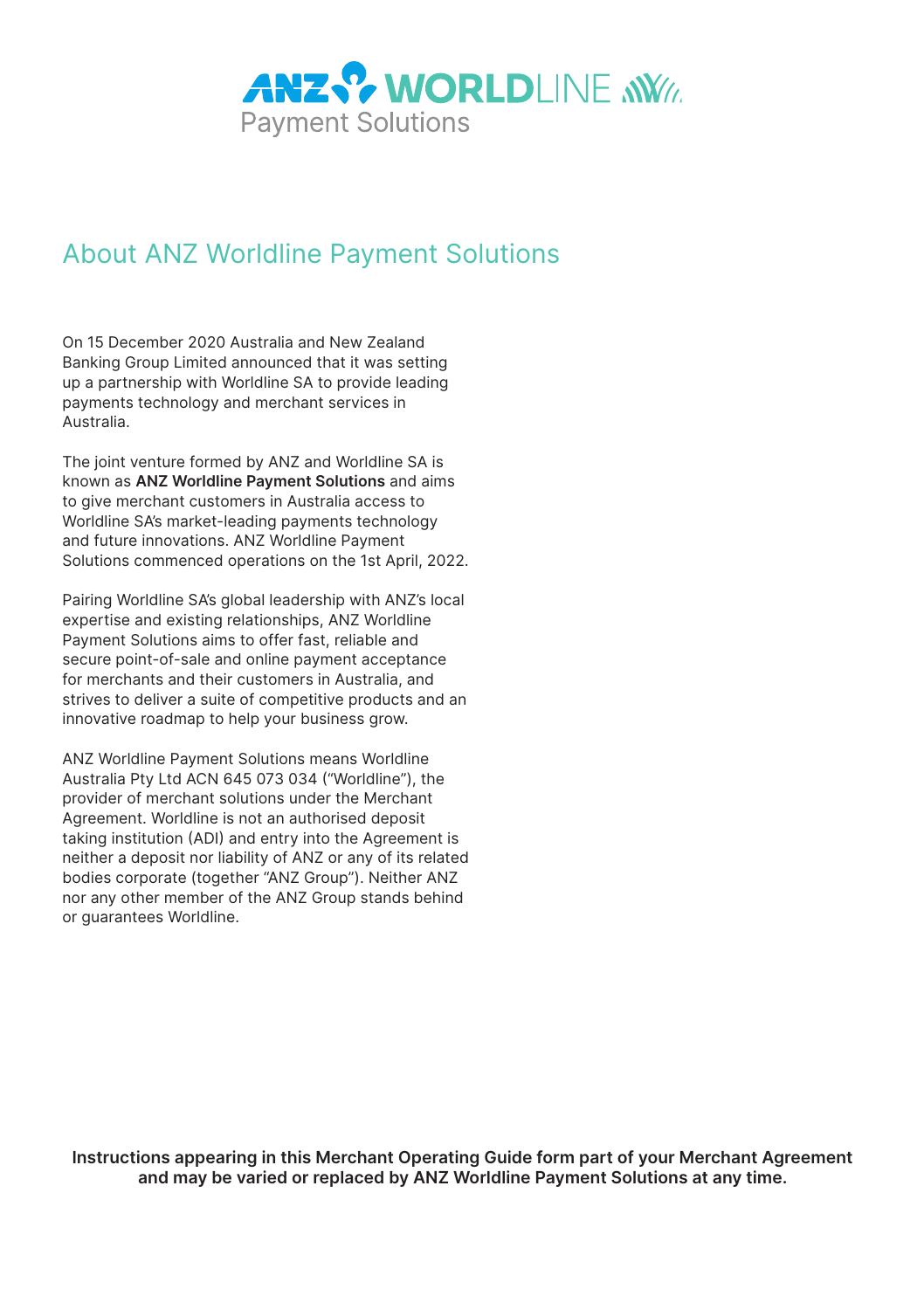# About ANZ Worldline Payment Solutions

On 15 December 2020 Australia and New Zealand Banking Group Limited announced that it was setting up a partnership with Worldline SA to provide leading payments technology and merchant services in Australia.

The joint venture formed by ANZ and Worldline SA is known as **ANZ Worldline Payment Solutions** and aims to give merchant customers in Australia access to Worldline SA's market-leading payments technology and future innovations. ANZ Worldline Payment Solutions commenced operations on the 1st April, 2022.

Pairing Worldline SA's global leadership with ANZ's local expertise and existing relationships, ANZ Worldline Payment Solutions aims to offer fast, reliable and secure point-of-sale and online payment acceptance for merchants and their customers in Australia, and strives to deliver a suite of competitive products and an innovative roadmap to help your business grow.

ANZ Worldline Payment Solutions means Worldline Australia Pty Ltd ACN 645 073 034 ("Worldline"), the provider of merchant solutions under the Merchant Agreement. Worldline is not an authorised deposit taking institution (ADI) and entry into the Agreement is neither a deposit nor liability of ANZ or any of its related bodies corporate (together "ANZ Group"). Neither ANZ nor any other member of the ANZ Group stands behind or guarantees Worldline.

**Instructions appearing in this Merchant Operating Guide form part of your Merchant Agreement and may be varied or replaced by ANZ Worldline Payment Solutions at any time.**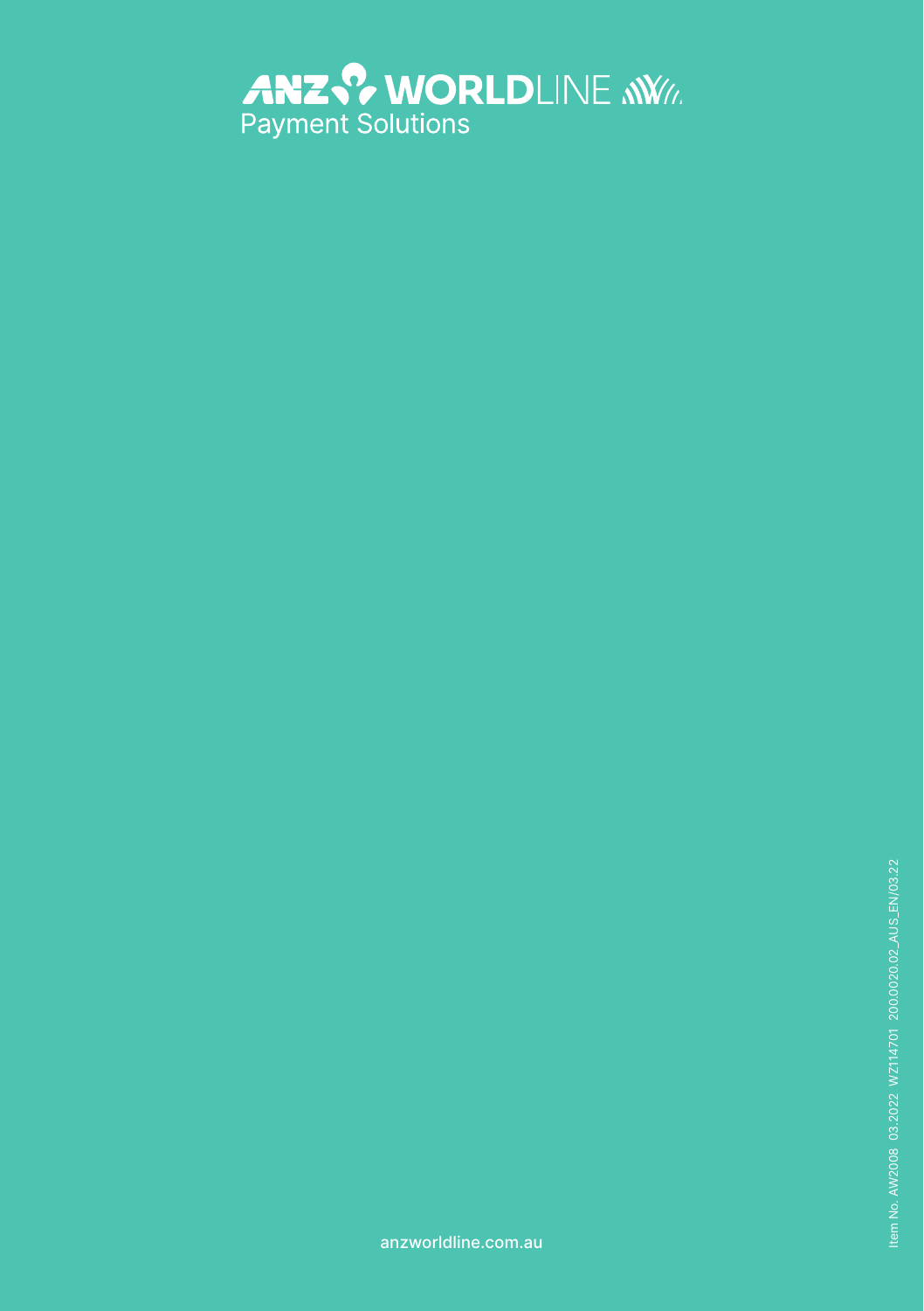ANZ WORLDLINE

Payment Solutions

anzworldline.com.au

Item No. AW2008 03.2022 WZ114701 200.0020.02_AUS_EN/03.22